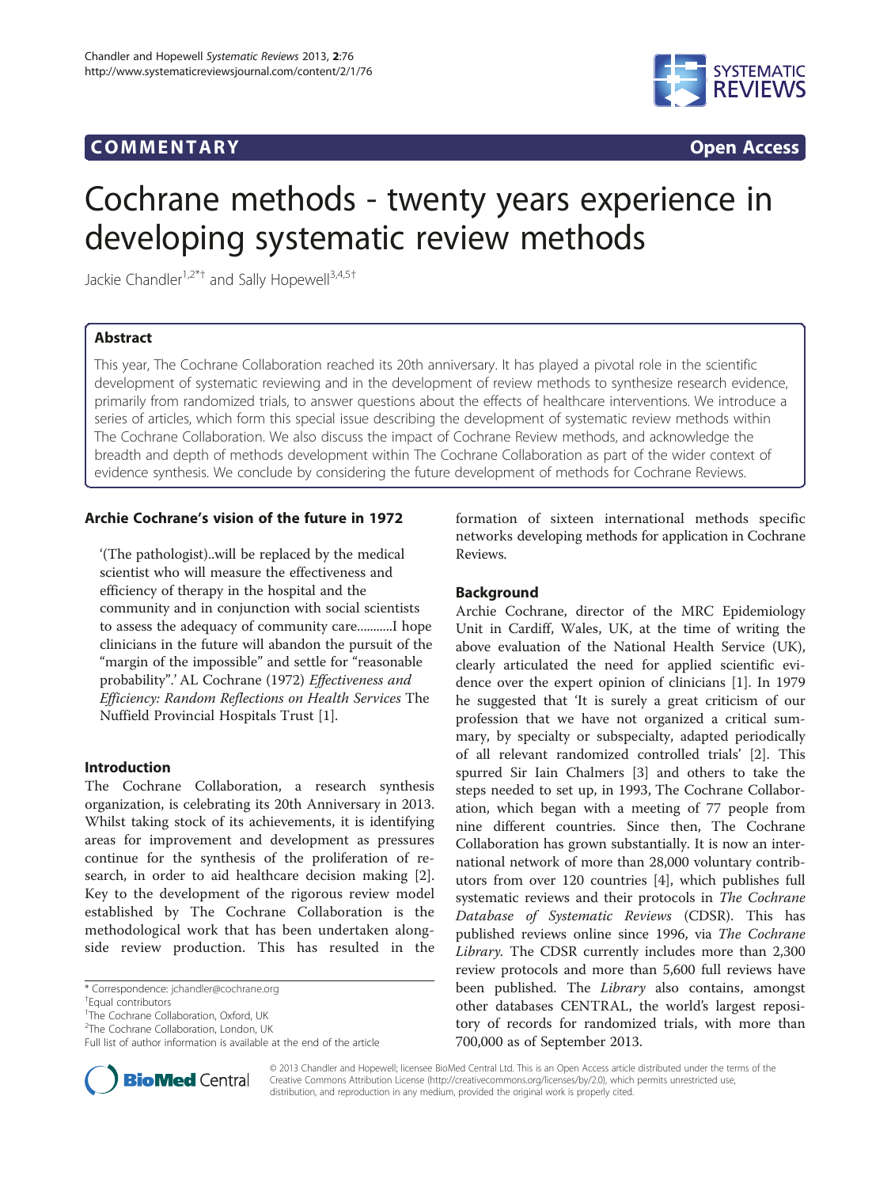**COMMENTARY** **Open Access**

# Cochrane methods - twenty years experience in developing systematic review methods

Jackie Chandler[1,2*†] and Sally Hopewell[3,4,5†]

## Abstract

This year, The Cochrane Collaboration reached its 20th anniversary. It has played a pivotal role in the scientific development of systematic reviewing and in the development of review methods to synthesize research evidence, primarily from randomized trials, to answer questions about the effects of healthcare interventions. We introduce a series of articles, which form this special issue describing the development of systematic review methods within The Cochrane Collaboration. We also discuss the impact of Cochrane Review methods, and acknowledge the breadth and depth of methods development within The Cochrane Collaboration as part of the wider context of evidence synthesis. We conclude by considering the future development of methods for Cochrane Reviews.

## Archie Cochrane's vision of the future in 1972

'(The pathologist)..will be replaced by the medical scientist who will measure the effectiveness and efficiency of therapy in the hospital and the community and in conjunction with social scientists to assess the adequacy of community care...........I hope clinicians in the future will abandon the pursuit of the "margin of the impossible" and settle for "reasonable probability".' AL Cochrane (1972) *Effectiveness and Efficiency: Random Reflections on Health Services* The Nuffield Provincial Hospitals Trust [1].

## Introduction

The Cochrane Collaboration, a research synthesis organization, is celebrating its 20th Anniversary in 2013. Whilst taking stock of its achievements, it is identifying areas for improvement and development as pressures continue for the synthesis of the proliferation of research, in order to aid healthcare decision making [2]. Key to the development of the rigorous review model established by The Cochrane Collaboration is the methodological work that has been undertaken alongside review production. This has resulted in the formation of sixteen international methods specific networks developing methods for application in Cochrane Reviews.

## Background

Archie Cochrane, director of the MRC Epidemiology Unit in Cardiff, Wales, UK, at the time of writing the above evaluation of the National Health Service (UK), clearly articulated the need for applied scientific evidence over the expert opinion of clinicians [1]. In 1979 he suggested that 'It is surely a great criticism of our profession that we have not organized a critical summary, by specialty or subspecialty, adapted periodically of all relevant randomized controlled trials' [2]. This spurred Sir Iain Chalmers [3] and others to take the steps needed to set up, in 1993, The Cochrane Collaboration, which began with a meeting of 77 people from nine different countries. Since then, The Cochrane Collaboration has grown substantially. It is now an international network of more than 28,000 voluntary contributors from over 120 countries [4], which publishes full systematic reviews and their protocols in *The Cochrane Database of Systematic Reviews* (CDSR). This has published reviews online since 1996, via *The Cochrane Library.* The CDSR currently includes more than 2,300 review protocols and more than 5,600 full reviews have been published. The *Library* also contains, amongst other databases CENTRAL, the world's largest repository of records for randomized trials, with more than 700,000 as of September 2013.

\* Correspondence: jchandler@cochrane.org
†Equal contributors
[1]The Cochrane Collaboration, Oxford, UK
[2]The Cochrane Collaboration, London, UK
Full list of author information is available at the end of the article

© 2013 Chandler and Hopewell; licensee BioMed Central Ltd. This is an Open Access article distributed under the terms of the Creative Commons Attribution License (http://creativecommons.org/licenses/by/2.0), which permits unrestricted use, distribution, and reproduction in any medium, provided the original work is properly cited.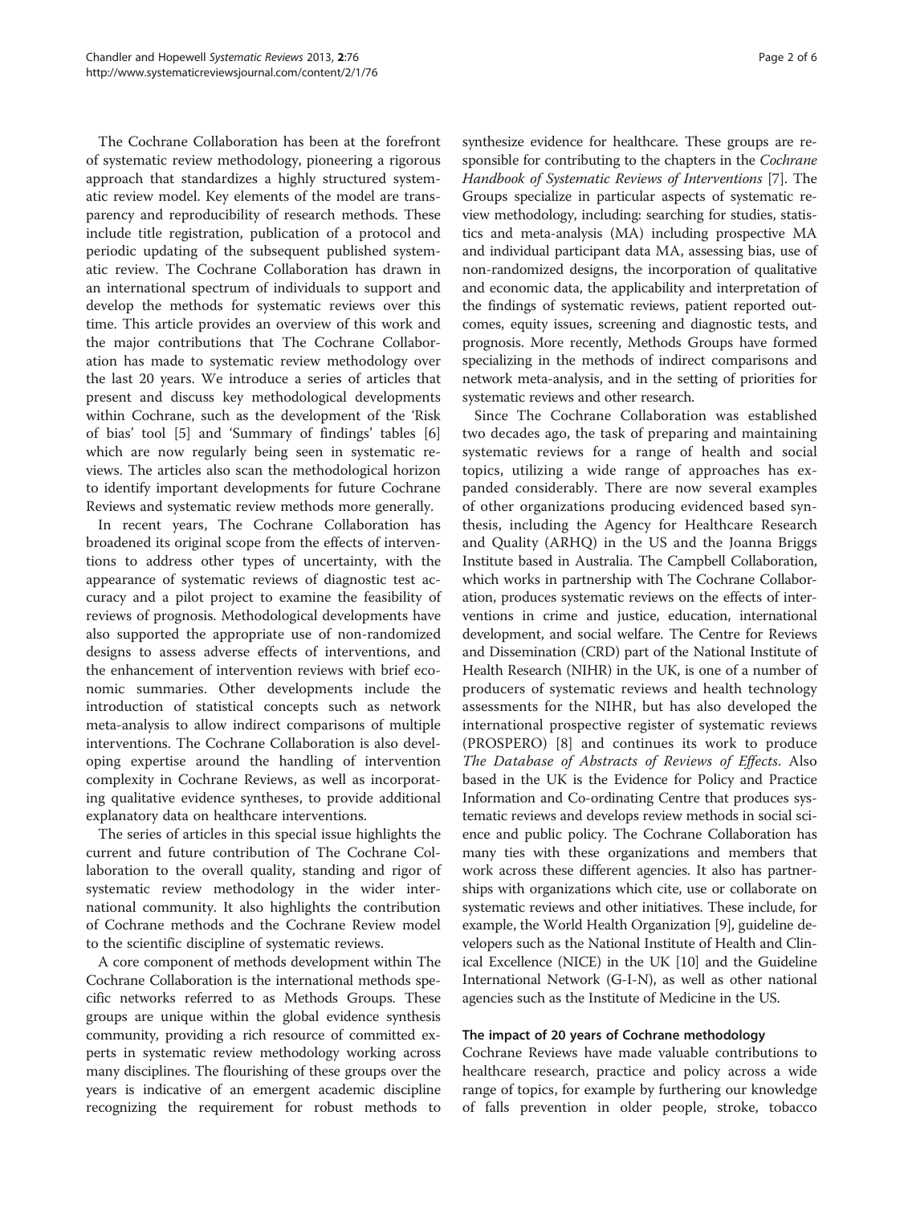The Cochrane Collaboration has been at the forefront of systematic review methodology, pioneering a rigorous approach that standardizes a highly structured systematic review model. Key elements of the model are transparency and reproducibility of research methods. These include title registration, publication of a protocol and periodic updating of the subsequent published systematic review. The Cochrane Collaboration has drawn in an international spectrum of individuals to support and develop the methods for systematic reviews over this time. This article provides an overview of this work and the major contributions that The Cochrane Collaboration has made to systematic review methodology over the last 20 years. We introduce a series of articles that present and discuss key methodological developments within Cochrane, such as the development of the 'Risk of bias' tool [5] and 'Summary of findings' tables [6] which are now regularly being seen in systematic reviews. The articles also scan the methodological horizon to identify important developments for future Cochrane Reviews and systematic review methods more generally.

In recent years, The Cochrane Collaboration has broadened its original scope from the effects of interventions to address other types of uncertainty, with the appearance of systematic reviews of diagnostic test accuracy and a pilot project to examine the feasibility of reviews of prognosis. Methodological developments have also supported the appropriate use of non-randomized designs to assess adverse effects of interventions, and the enhancement of intervention reviews with brief economic summaries. Other developments include the introduction of statistical concepts such as network meta-analysis to allow indirect comparisons of multiple interventions. The Cochrane Collaboration is also developing expertise around the handling of intervention complexity in Cochrane Reviews, as well as incorporating qualitative evidence syntheses, to provide additional explanatory data on healthcare interventions.

The series of articles in this special issue highlights the current and future contribution of The Cochrane Collaboration to the overall quality, standing and rigor of systematic review methodology in the wider international community. It also highlights the contribution of Cochrane methods and the Cochrane Review model to the scientific discipline of systematic reviews.

A core component of methods development within The Cochrane Collaboration is the international methods specific networks referred to as Methods Groups. These groups are unique within the global evidence synthesis community, providing a rich resource of committed experts in systematic review methodology working across many disciplines. The flourishing of these groups over the years is indicative of an emergent academic discipline recognizing the requirement for robust methods to synthesize evidence for healthcare. These groups are responsible for contributing to the chapters in the *Cochrane Handbook of Systematic Reviews of Interventions* [7]. The Groups specialize in particular aspects of systematic review methodology, including: searching for studies, statistics and meta-analysis (MA) including prospective MA and individual participant data MA, assessing bias, use of non-randomized designs, the incorporation of qualitative and economic data, the applicability and interpretation of the findings of systematic reviews, patient reported outcomes, equity issues, screening and diagnostic tests, and prognosis. More recently, Methods Groups have formed specializing in the methods of indirect comparisons and network meta-analysis, and in the setting of priorities for systematic reviews and other research.

Since The Cochrane Collaboration was established two decades ago, the task of preparing and maintaining systematic reviews for a range of health and social topics, utilizing a wide range of approaches has expanded considerably. There are now several examples of other organizations producing evidenced based synthesis, including the Agency for Healthcare Research and Quality (ARHQ) in the US and the Joanna Briggs Institute based in Australia. The Campbell Collaboration, which works in partnership with The Cochrane Collaboration, produces systematic reviews on the effects of interventions in crime and justice, education, international development, and social welfare. The Centre for Reviews and Dissemination (CRD) part of the National Institute of Health Research (NIHR) in the UK, is one of a number of producers of systematic reviews and health technology assessments for the NIHR, but has also developed the international prospective register of systematic reviews (PROSPERO) [8] and continues its work to produce *The Database of Abstracts of Reviews of Effects*. Also based in the UK is the Evidence for Policy and Practice Information and Co-ordinating Centre that produces systematic reviews and develops review methods in social science and public policy. The Cochrane Collaboration has many ties with these organizations and members that work across these different agencies. It also has partnerships with organizations which cite, use or collaborate on systematic reviews and other initiatives. These include, for example, the World Health Organization [9], guideline developers such as the National Institute of Health and Clinical Excellence (NICE) in the UK [10] and the Guideline International Network (G-I-N), as well as other national agencies such as the Institute of Medicine in the US.

### The impact of 20 years of Cochrane methodology

Cochrane Reviews have made valuable contributions to healthcare research, practice and policy across a wide range of topics, for example by furthering our knowledge of falls prevention in older people, stroke, tobacco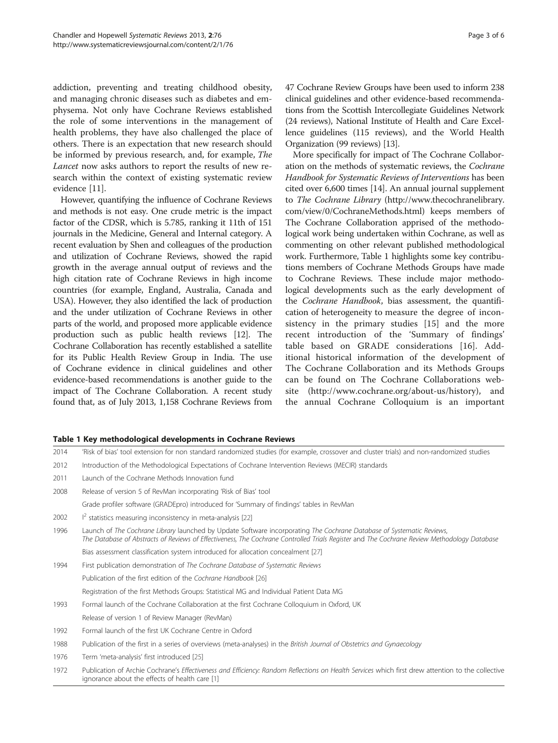addiction, preventing and treating childhood obesity, and managing chronic diseases such as diabetes and emphysema. Not only have Cochrane Reviews established the role of some interventions in the management of health problems, they have also challenged the place of others. There is an expectation that new research should be informed by previous research, and, for example, *The Lancet* now asks authors to report the results of new research within the context of existing systematic review evidence [11].

However, quantifying the influence of Cochrane Reviews and methods is not easy. One crude metric is the impact factor of the CDSR, which is 5.785, ranking it 11th of 151 journals in the Medicine, General and Internal category. A recent evaluation by Shen and colleagues of the production and utilization of Cochrane Reviews, showed the rapid growth in the average annual output of reviews and the high citation rate of Cochrane Reviews in high income countries (for example, England, Australia, Canada and USA). However, they also identified the lack of production and the under utilization of Cochrane Reviews in other parts of the world, and proposed more applicable evidence production such as public health reviews [12]. The Cochrane Collaboration has recently established a satellite for its Public Health Review Group in India. The use of Cochrane evidence in clinical guidelines and other evidence-based recommendations is another guide to the impact of The Cochrane Collaboration. A recent study found that, as of July 2013, 1,158 Cochrane Reviews from 47 Cochrane Review Groups have been used to inform 238 clinical guidelines and other evidence-based recommendations from the Scottish Intercollegiate Guidelines Network (24 reviews), National Institute of Health and Care Excellence guidelines (115 reviews), and the World Health Organization (99 reviews) [13].

More specifically for impact of The Cochrane Collaboration on the methods of systematic reviews, the *Cochrane Handbook for Systematic Reviews of Interventions* has been cited over 6,600 times [14]. An annual journal supplement to *The Cochrane Library* (http://www.thecochranelibrary.com/view/0/CochraneMethods.html) keeps members of The Cochrane Collaboration apprised of the methodological work being undertaken within Cochrane, as well as commenting on other relevant published methodological work. Furthermore, Table 1 highlights some key contributions members of Cochrane Methods Groups have made to Cochrane Reviews. These include major methodological developments such as the early development of the *Cochrane Handbook*, bias assessment, the quantification of heterogeneity to measure the degree of inconsistency in the primary studies [15] and the more recent introduction of the 'Summary of findings' table based on GRADE considerations [16]. Additional historical information of the development of The Cochrane Collaboration and its Methods Groups can be found on The Cochrane Collaborations website (http://www.cochrane.org/about-us/history), and the annual Cochrane Colloquium is an important

**Table 1 Key methodological developments in Cochrane Reviews**

| | |
|---|---|
| 2014 | 'Risk of bias' tool extension for non standard randomized studies (for example, crossover and cluster trials) and non-randomized studies |
| 2012 | Introduction of the Methodological Expectations of Cochrane Intervention Reviews (MECIR) standards |
| 2011 | Launch of the Cochrane Methods Innovation fund |
| 2008 | Release of version 5 of RevMan incorporating 'Risk of Bias' tool |
| | Grade profiler software (GRADEpro) introduced for 'Summary of findings' tables in RevMan |
| 2002 | $I^2$ statistics measuring inconsistency in meta-analysis [22] |
| 1996 | Launch of *The Cochrane Library* launched by Update Software incorporating *The Cochrane Database of Systematic Reviews, The Database of Abstracts of Reviews of Effectiveness, The Cochrane Controlled Trials Register* and *The Cochrane Review Methodology Database* |
| | Bias assessment classification system introduced for allocation concealment [27] |
| 1994 | First publication demonstration of *The Cochrane Database of Systematic Reviews* |
| | Publication of the first edition of the *Cochrane Handbook* [26] |
| | Registration of the first Methods Groups: Statistical MG and Individual Patient Data MG |
| 1993 | Formal launch of the Cochrane Collaboration at the first Cochrane Colloquium in Oxford, UK |
| | Release of version 1 of Review Manager (RevMan) |
| 1992 | Formal launch of the first UK Cochrane Centre in Oxford |
| 1988 | Publication of the first in a series of overviews (meta-analyses) in the *British Journal of Obstetrics and Gynaecology* |
| 1976 | Term 'meta-analysis' first introduced [25] |
| 1972 | Publication of Archie Cochrane's *Effectiveness and Efficiency: Random Reflections on Health Services* which first drew attention to the collective ignorance about the effects of health care [1] |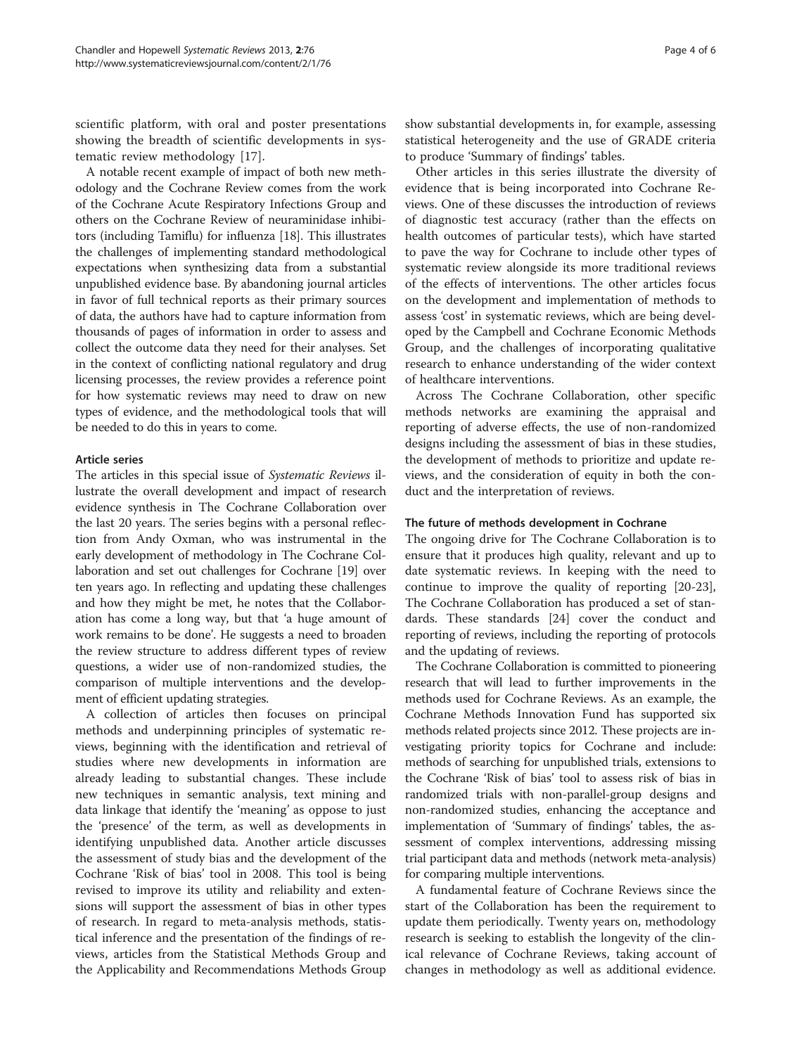scientific platform, with oral and poster presentations showing the breadth of scientific developments in systematic review methodology [17].

A notable recent example of impact of both new methodology and the Cochrane Review comes from the work of the Cochrane Acute Respiratory Infections Group and others on the Cochrane Review of neuraminidase inhibitors (including Tamiflu) for influenza [18]. This illustrates the challenges of implementing standard methodological expectations when synthesizing data from a substantial unpublished evidence base. By abandoning journal articles in favor of full technical reports as their primary sources of data, the authors have had to capture information from thousands of pages of information in order to assess and collect the outcome data they need for their analyses. Set in the context of conflicting national regulatory and drug licensing processes, the review provides a reference point for how systematic reviews may need to draw on new types of evidence, and the methodological tools that will be needed to do this in years to come.

### Article series

The articles in this special issue of *Systematic Reviews* illustrate the overall development and impact of research evidence synthesis in The Cochrane Collaboration over the last 20 years. The series begins with a personal reflection from Andy Oxman, who was instrumental in the early development of methodology in The Cochrane Collaboration and set out challenges for Cochrane [19] over ten years ago. In reflecting and updating these challenges and how they might be met, he notes that the Collaboration has come a long way, but that 'a huge amount of work remains to be done'. He suggests a need to broaden the review structure to address different types of review questions, a wider use of non-randomized studies, the comparison of multiple interventions and the development of efficient updating strategies.

A collection of articles then focuses on principal methods and underpinning principles of systematic reviews, beginning with the identification and retrieval of studies where new developments in information are already leading to substantial changes. These include new techniques in semantic analysis, text mining and data linkage that identify the 'meaning' as oppose to just the 'presence' of the term, as well as developments in identifying unpublished data. Another article discusses the assessment of study bias and the development of the Cochrane 'Risk of bias' tool in 2008. This tool is being revised to improve its utility and reliability and extensions will support the assessment of bias in other types of research. In regard to meta-analysis methods, statistical inference and the presentation of the findings of reviews, articles from the Statistical Methods Group and the Applicability and Recommendations Methods Group show substantial developments in, for example, assessing statistical heterogeneity and the use of GRADE criteria to produce 'Summary of findings' tables.

Other articles in this series illustrate the diversity of evidence that is being incorporated into Cochrane Reviews. One of these discusses the introduction of reviews of diagnostic test accuracy (rather than the effects on health outcomes of particular tests), which have started to pave the way for Cochrane to include other types of systematic review alongside its more traditional reviews of the effects of interventions. The other articles focus on the development and implementation of methods to assess 'cost' in systematic reviews, which are being developed by the Campbell and Cochrane Economic Methods Group, and the challenges of incorporating qualitative research to enhance understanding of the wider context of healthcare interventions.

Across The Cochrane Collaboration, other specific methods networks are examining the appraisal and reporting of adverse effects, the use of non-randomized designs including the assessment of bias in these studies, the development of methods to prioritize and update reviews, and the consideration of equity in both the conduct and the interpretation of reviews.

### The future of methods development in Cochrane

The ongoing drive for The Cochrane Collaboration is to ensure that it produces high quality, relevant and up to date systematic reviews. In keeping with the need to continue to improve the quality of reporting [20-23], The Cochrane Collaboration has produced a set of standards. These standards [24] cover the conduct and reporting of reviews, including the reporting of protocols and the updating of reviews.

The Cochrane Collaboration is committed to pioneering research that will lead to further improvements in the methods used for Cochrane Reviews. As an example, the Cochrane Methods Innovation Fund has supported six methods related projects since 2012. These projects are investigating priority topics for Cochrane and include: methods of searching for unpublished trials, extensions to the Cochrane 'Risk of bias' tool to assess risk of bias in randomized trials with non-parallel-group designs and non-randomized studies, enhancing the acceptance and implementation of 'Summary of findings' tables, the assessment of complex interventions, addressing missing trial participant data and methods (network meta-analysis) for comparing multiple interventions.

A fundamental feature of Cochrane Reviews since the start of the Collaboration has been the requirement to update them periodically. Twenty years on, methodology research is seeking to establish the longevity of the clinical relevance of Cochrane Reviews, taking account of changes in methodology as well as additional evidence.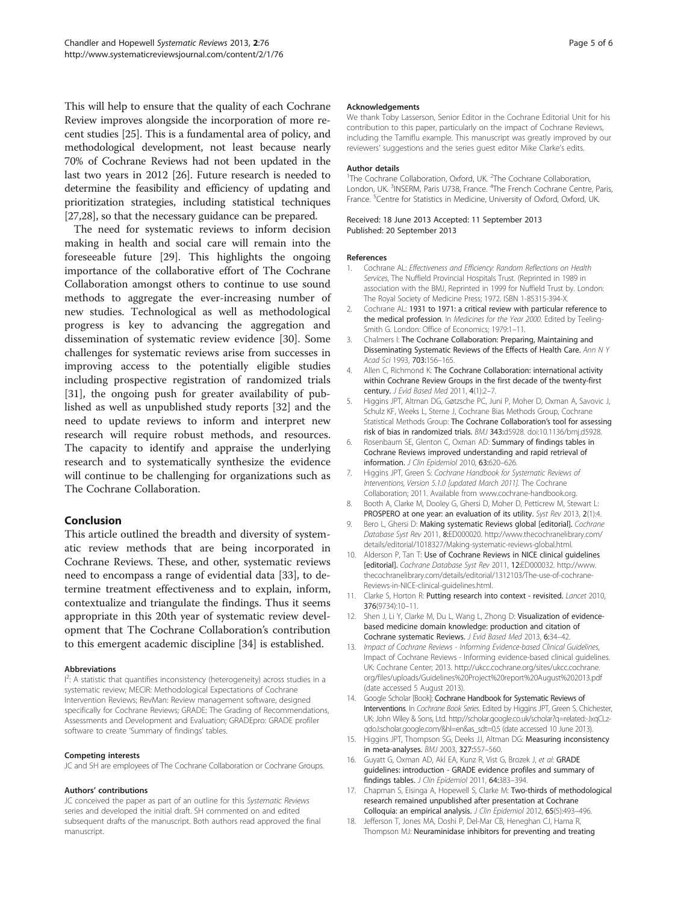This will help to ensure that the quality of each Cochrane Review improves alongside the incorporation of more recent studies [25]. This is a fundamental area of policy, and methodological development, not least because nearly 70% of Cochrane Reviews had not been updated in the last two years in 2012 [26]. Future research is needed to determine the feasibility and efficiency of updating and prioritization strategies, including statistical techniques [27,28], so that the necessary guidance can be prepared.

The need for systematic reviews to inform decision making in health and social care will remain into the foreseeable future [29]. This highlights the ongoing importance of the collaborative effort of The Cochrane Collaboration amongst others to continue to use sound methods to aggregate the ever-increasing number of new studies. Technological as well as methodological progress is key to advancing the aggregation and dissemination of systematic review evidence [30]. Some challenges for systematic reviews arise from successes in improving access to the potentially eligible studies including prospective registration of randomized trials [31], the ongoing push for greater availability of published as well as unpublished study reports [32] and the need to update reviews to inform and interpret new research will require robust methods, and resources. The capacity to identify and appraise the underlying research and to systematically synthesize the evidence will continue to be challenging for organizations such as The Cochrane Collaboration.

## Conclusion

This article outlined the breadth and diversity of systematic review methods that are being incorporated in Cochrane Reviews. These, and other, systematic reviews need to encompass a range of evidential data [33], to determine treatment effectiveness and to explain, inform, contextualize and triangulate the findings. Thus it seems appropriate in this 20th year of systematic review development that The Cochrane Collaboration's contribution to this emergent academic discipline [34] is established.

#### Abbreviations

$I^2$: A statistic that quantifies inconsistency (heterogeneity) across studies in a systematic review; MECIR: Methodological Expectations of Cochrane Intervention Reviews; RevMan: Review management software, designed specifically for Cochrane Reviews; GRADE: The Grading of Recommendations, Assessments and Development and Evaluation; GRADEpro: GRADE profiler software to create 'Summary of findings' tables.

#### Competing interests

JC and SH are employees of The Cochrane Collaboration or Cochrane Groups.

#### Authors' contributions

JC conceived the paper as part of an outline for this *Systematic Reviews* series and developed the initial draft. SH commented on and edited subsequent drafts of the manuscript. Both authors read approved the final manuscript.

#### Acknowledgements

We thank Toby Lasserson, Senior Editor in the Cochrane Editorial Unit for his contribution to this paper, particularly on the impact of Cochrane Reviews, including the Tamiflu example. This manuscript was greatly improved by our reviewers' suggestions and the series guest editor Mike Clarke's edits.

#### Author details

[1]The Cochrane Collaboration, Oxford, UK. [2]The Cochrane Collaboration, London, UK. [3]INSERM, Paris U738, France. [4]The French Cochrane Centre, Paris, France. [5]Centre for Statistics in Medicine, University of Oxford, Oxford, UK.

Received: 18 June 2013 Accepted: 11 September 2013
Published: 20 September 2013

#### References

1. Cochrane AL: *Effectiveness and Efficiency: Random Reflections on Health Services*, The Nuffield Provincial Hospitals Trust. (Reprinted in 1989 in association with the BMJ, Reprinted in 1999 for Nuffield Trust by. London: The Royal Society of Medicine Press; 1972. ISBN 1-85315-394-X.
2. Cochrane AL: **1931 to 1971: a critical review with particular reference to the medical profession**. In *Medicines for the Year 2000*. Edited by Teeling-Smith G. London: Office of Economics; 1979:1–11.
3. Chalmers I: **The Cochrane Collaboration: Preparing, Maintaining and Disseminating Systematic Reviews of the Effects of Health Care.** *Ann N Y Acad Sci* 1993, **703:**156–165.
4. Allen C, Richmond K: **The Cochrane Collaboration: international activity within Cochrane Review Groups in the first decade of the twenty-first century.** *J Evid Based Med* 2011, **4**(1):2–7.
5. Higgins JPT, Altman DG, Gøtzsche PC, Juni P, Moher D, Oxman A, Savovic J, Schulz KF, Weeks L, Sterne J, Cochrane Bias Methods Group, Cochrane Statistical Methods Group: **The Cochrane Collaboration's tool for assessing risk of bias in randomized trials.** *BMJ* **343:**d5928. doi:10.1136/bmj.d5928.
6. Rosenbaum SE, Glenton C, Oxman AD: **Summary of findings tables in Cochrane Reviews improved understanding and rapid retrieval of information.** *J Clin Epidemiol* 2010, **63:**620–626.
7. Higgins JPT, Green S: *Cochrane Handbook for Systematic Reviews of Interventions, Version 5.1.0 [updated March 2011]*. The Cochrane Collaboration; 2011. Available from www.cochrane-handbook.org.
8. Booth A, Clarke M, Dooley G, Ghersi D, Moher D, Petticrew M, Stewart L: **PROSPERO at one year: an evaluation of its utility.** *Syst Rev* 2013, **2**(1):4.
9. Bero L, Ghersi D: **Making systematic Reviews global [editorial].** *Cochrane Database Syst Rev* 2011, **8:**ED000020. http://www.thecochranelibrary.com/details/editorial/1018327/Making-systematic-reviews-global.html.
10. Alderson P, Tan T: **Use of Cochrane Reviews in NICE clinical guidelines [editorial].** *Cochrane Database Syst Rev* 2011, **12:**ED000032. http://www.thecochranelibrary.com/details/editorial/1312103/The-use-of-cochrane-Reviews-in-NICE-clinical-guidelines.html.
11. Clarke S, Horton R: **Putting research into context - revisited.** *Lancet* 2010, **376**(9734):10–11.
12. Shen J, Li Y, Clarke M, Du L, Wang L, Zhong D: **Visualization of evidence-based medicine domain knowledge: production and citation of Cochrane systematic Reviews.** *J Evid Based Med* 2013, **6:**34–42.
13. *Impact of Cochrane Reviews - Informing Evidence-based Clinical Guidelines*, Impact of Cochrane Reviews - Informing evidence-based clinical guidelines. UK: Cochrane Center; 2013. http://ukcc.cochrane.org/sites/ukcc.cochrane.org/files/uploads/Guidelines%20Project%20report%20August%202013.pdf (date accessed 5 August 2013).
14. Google Scholar [Book]: **Cochrane Handbook for Systematic Reviews of Interventions**. In *Cochrane Book Series*. Edited by Higgins JPT, Green S. Chichester, UK: John Wiley & Sons, Ltd. http://scholar.google.co.uk/scholar?q=related:-JxqCLz-qdoJ:scholar.google.com/&hl=en&as_sdt=0,5 (date accessed 10 June 2013).
15. Higgins JPT, Thompson SG, Deeks JJ, Altman DG: **Measuring inconsistency in meta-analyses.** *BMJ* 2003, **327:**557–560.
16. Guyatt G, Oxman AD, Akl EA, Kunz R, Vist G, Brozek J, *et al*: **GRADE guidelines: introduction - GRADE evidence profiles and summary of findings tables.** *J Clin Epidemiol* 2011, **64:**383–394.
17. Chapman S, Eisinga A, Hopewell S, Clarke M: **Two-thirds of methodological research remained unpublished after presentation at Cochrane Colloquia: an empirical analysis.** *J Clin Epidemiol* 2012, **65**(5):493–496.
18. Jefferson T, Jones MA, Doshi P, Del-Mar CB, Heneghan CJ, Hama R, Thompson MJ: **Neuraminidase inhibitors for preventing and treating**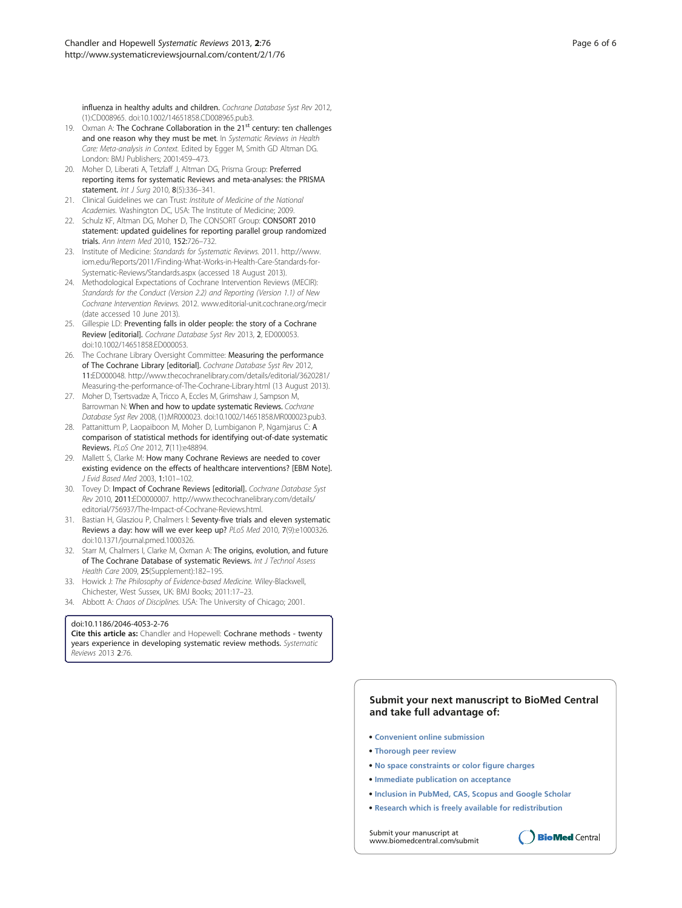influenza in healthy adults and children. *Cochrane Database Syst Rev* 2012, (1):CD008965. doi:10.1002/14651858.CD008965.pub3.

19. Oxman A: **The Cochrane Collaboration in the 21st century: ten challenges and one reason why they must be met**. In *Systematic Reviews in Health Care: Meta-analysis in Context*. Edited by Egger M, Smith GD Altman DG. London: BMJ Publishers; 2001:459–473.
20. Moher D, Liberati A, Tetzlaff J, Altman DG, Prisma Group: **Preferred reporting items for systematic Reviews and meta-analyses: the PRISMA statement.** *Int J Surg* 2010, **8**(5):336–341.
21. Clinical Guidelines we can Trust: *Institute of Medicine of the National Academies*. Washington DC, USA: The Institute of Medicine; 2009.
22. Schulz KF, Altman DG, Moher D, The CONSORT Group: **CONSORT 2010 statement: updated guidelines for reporting parallel group randomized trials.** *Ann Intern Med* 2010, **152:**726–732.
23. Institute of Medicine: *Standards for Systematic Reviews*. 2011. http://www.iom.edu/Reports/2011/Finding-What-Works-in-Health-Care-Standards-for-Systematic-Reviews/Standards.aspx (accessed 18 August 2013).
24. Methodological Expectations of Cochrane Intervention Reviews (MECIR): *Standards for the Conduct (Version 2.2) and Reporting (Version 1.1) of New Cochrane Intervention Reviews*. 2012. www.editorial-unit.cochrane.org/mecir (date accessed 10 June 2013).
25. Gillespie LD: **Preventing falls in older people: the story of a Cochrane Review [editorial].** *Cochrane Database Syst Rev* 2013, **2**, ED000053. doi:10.1002/14651858.ED000053.
26. The Cochrane Library Oversight Committee: **Measuring the performance of The Cochrane Library [editorial].** *Cochrane Database Syst Rev* 2012, **11:**ED000048. http://www.thecochranelibrary.com/details/editorial/3620281/Measuring-the-performance-of-The-Cochrane-Library.html (13 August 2013).
27. Moher D, Tsertsvadze A, Tricco A, Eccles M, Grimshaw J, Sampson M, Barrowman N: **When and how to update systematic Reviews.** *Cochrane Database Syst Rev* 2008, (1):MR000023. doi:10.1002/14651858.MR000023.pub3.
28. Pattanittum P, Laopaiboon M, Moher D, Lumbiganon P, Ngamjarus C: **A comparison of statistical methods for identifying out-of-date systematic Reviews.** *PLoS One* 2012, **7**(11):e48894.
29. Mallett S, Clarke M: **How many Cochrane Reviews are needed to cover existing evidence on the effects of healthcare interventions? [EBM Note].** *J Evid Based Med* 2003, **1:**101–102.
30. Tovey D: **Impact of Cochrane Reviews [editorial].** *Cochrane Database Syst Rev* 2010, **2011:**ED0000007. http://www.thecochranelibrary.com/details/editorial/756937/The-Impact-of-Cochrane-Reviews.html.
31. Bastian H, Glasziou P, Chalmers I: **Seventy-five trials and eleven systematic Reviews a day: how will we ever keep up?** *PLoS Med* 2010, **7**(9):e1000326. doi:10.1371/journal.pmed.1000326.
32. Starr M, Chalmers I, Clarke M, Oxman A: **The origins, evolution, and future of The Cochrane Database of systematic Reviews.** *Int J Technol Assess Health Care* 2009, **25**(Supplement):182–195.
33. Howick J: *The Philosophy of Evidence-based Medicine*. Wiley-Blackwell, Chichester, West Sussex, UK: BMJ Books; 2011:17–23.
34. Abbott A: *Chaos of Disciplines*. USA: The University of Chicago; 2001.

doi:10.1186/2046-4053-2-76

**Cite this article as:** Chandler and Hopewell: **Cochrane methods - twenty years experience in developing systematic review methods.** *Systematic Reviews* 2013 **2**:76.

**Submit your next manuscript to BioMed Central and take full advantage of:**

- **Convenient online submission**
- **Thorough peer review**
- **No space constraints or color figure charges**
- **Immediate publication on acceptance**
- **Inclusion in PubMed, CAS, Scopus and Google Scholar**
- **Research which is freely available for redistribution**

Submit your manuscript at www.biomedcentral.com/submit

BioMed Central